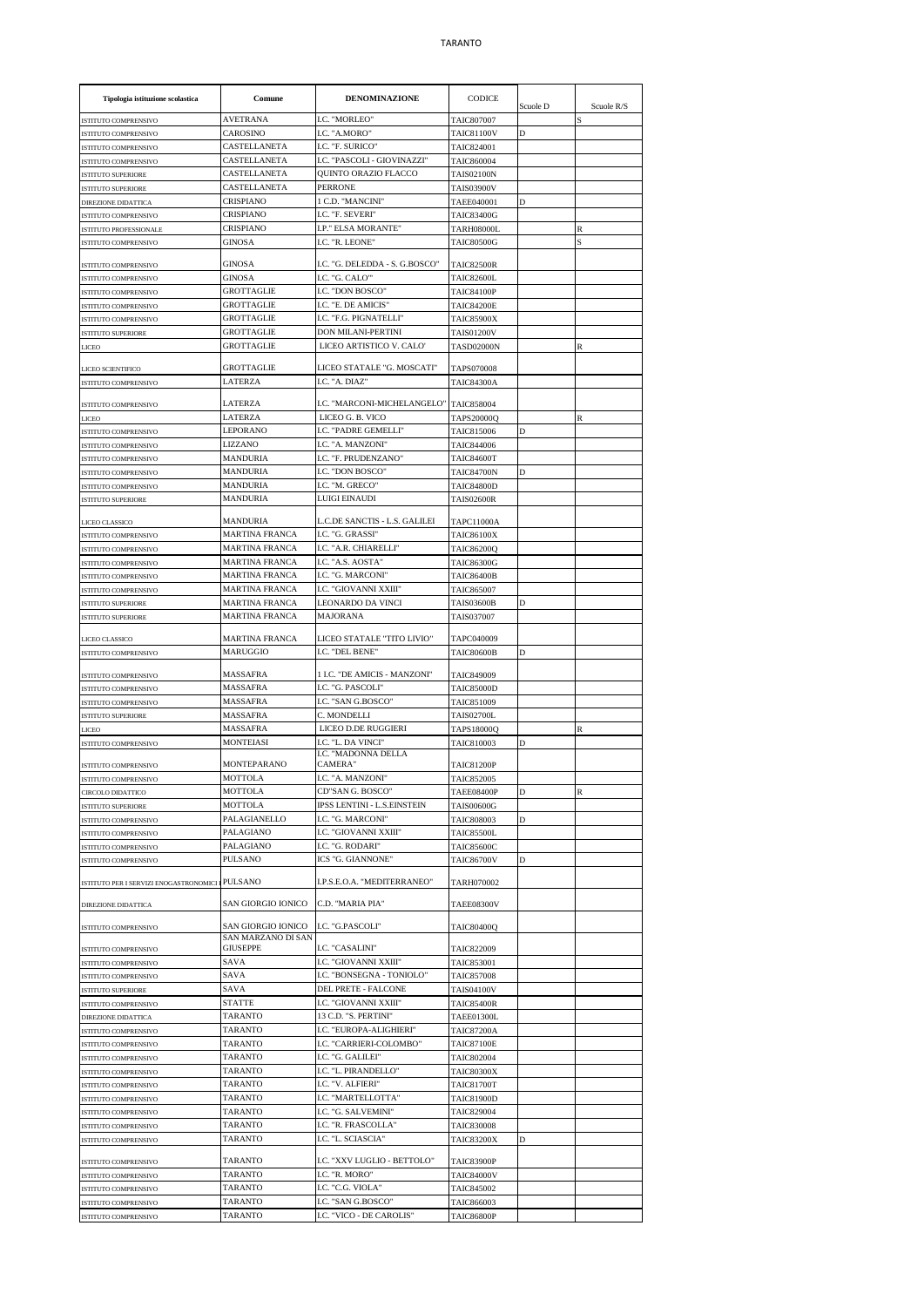# TARANTO

| Tipologia istituzione scolastica | Comune | DENOMINAZIONE | CODICE | Scuole D | Scuole R/S |
|---|---|---|---|---|---|
| ISTITUTO COMPRENSIVO | AVETRANA | I.C. "MORLEO" | TAIC807007 | | S |
| ISTITUTO COMPRENSIVO | CAROSINO | I.C. "A.MORO" | TAIC81100V | D | |
| ISTITUTO COMPRENSIVO | CASTELLANETA | I.C. "F. SURICO" | TAIC824001 | | |
| ISTITUTO COMPRENSIVO | CASTELLANETA | I.C. "PASCOLI - GIOVINAZZI" | TAIC860004 | | |
| ISTITUTO SUPERIORE | CASTELLANETA | QUINTO ORAZIO FLACCO | TAIS02100N | | |
| ISTITUTO SUPERIORE | CASTELLANETA | PERRONE | TAIS03900V | | |
| DIREZIONE DIDATTICA | CRISPIANO | 1 C.D. "MANCINI" | TAEE040001 | D | |
| ISTITUTO COMPRENSIVO | CRISPIANO | I.C. "F. SEVERI" | TAIC83400G | | |
| ISTITUTO PROFESSIONALE | CRISPIANO | I.P." ELSA MORANTE" | TARH08000L | | R |
| ISTITUTO COMPRENSIVO | GINOSA | I.C. "R. LEONE" | TAIC80500G | | S |
| ISTITUTO COMPRENSIVO | GINOSA | I.C. "G. DELEDDA - S. G.BOSCO" | TAIC82500R | | |
| ISTITUTO COMPRENSIVO | GINOSA | I.C. "G. CALO'" | TAIC82600L | | |
| ISTITUTO COMPRENSIVO | GROTTAGLIE | I.C. "DON BOSCO" | TAIC84100P | | |
| ISTITUTO COMPRENSIVO | GROTTAGLIE | I.C. "E. DE AMICIS" | TAIC84200E | | |
| ISTITUTO COMPRENSIVO | GROTTAGLIE | I.C. "F.G. PIGNATELLI" | TAIC85900X | | |
| ISTITUTO SUPERIORE | GROTTAGLIE | DON MILANI-PERTINI | TAIS01200V | | |
| LICEO | GROTTAGLIE | LICEO ARTISTICO V. CALO' | TASD02000N | | R |
| LICEO SCIENTIFICO | GROTTAGLIE | LICEO STATALE "G. MOSCATI" | TAPS070008 | | |
| ISTITUTO COMPRENSIVO | LATERZA | I.C. "A. DIAZ" | TAIC84300A | | |
| ISTITUTO COMPRENSIVO | LATERZA | I.C. "MARCONI-MICHELANGELO" | TAIC858004 | | |
| LICEO | LATERZA | LICEO G. B. VICO | TAPS20000Q | | R |
| ISTITUTO COMPRENSIVO | LEPORANO | I.C. "PADRE GEMELLI" | TAIC815006 | D | |
| ISTITUTO COMPRENSIVO | LIZZANO | I.C. "A. MANZONI" | TAIC844006 | | |
| ISTITUTO COMPRENSIVO | MANDURIA | I.C. "F. PRUDENZANO" | TAIC84600T | | |
| ISTITUTO COMPRENSIVO | MANDURIA | I.C. "DON BOSCO" | TAIC84700N | D | |
| ISTITUTO COMPRENSIVO | MANDURIA | I.C. "M. GRECO" | TAIC84800D | | |
| ISTITUTO SUPERIORE | MANDURIA | LUIGI EINAUDI | TAIS02600R | | |
| LICEO CLASSICO | MANDURIA | L.C.DE SANCTIS - L.S. GALILEI | TAPC11000A | | |
| ISTITUTO COMPRENSIVO | MARTINA FRANCA | I.C. "G. GRASSI" | TAIC86100X | | |
| ISTITUTO COMPRENSIVO | MARTINA FRANCA | I.C. "A.R. CHIARELLI" | TAIC86200Q | | |
| ISTITUTO COMPRENSIVO | MARTINA FRANCA | I.C. "A.S. AOSTA" | TAIC86300G | | |
| ISTITUTO COMPRENSIVO | MARTINA FRANCA | I.C. "G. MARCONI" | TAIC86400B | | |
| ISTITUTO COMPRENSIVO | MARTINA FRANCA | I.C. "GIOVANNI XXIII" | TAIC865007 | | |
| ISTITUTO SUPERIORE | MARTINA FRANCA | LEONARDO DA VINCI | TAIS03600B | D | |
| ISTITUTO SUPERIORE | MARTINA FRANCA | MAJORANA | TAIS037007 | | |
| LICEO CLASSICO | MARTINA FRANCA | LICEO STATALE "TITO LIVIO" | TAPC040009 | | |
| ISTITUTO COMPRENSIVO | MARUGGIO | I.C. "DEL BENE" | TAIC80600B | D | |
| ISTITUTO COMPRENSIVO | MASSAFRA | 1 I.C. "DE AMICIS - MANZONI" | TAIC849009 | | |
| ISTITUTO COMPRENSIVO | MASSAFRA | I.C. "G. PASCOLI" | TAIC85000D | | |
| ISTITUTO COMPRENSIVO | MASSAFRA | I.C. "SAN G.BOSCO" | TAIC851009 | | |
| ISTITUTO SUPERIORE | MASSAFRA | C. MONDELLI | TAIS02700L | | |
| LICEO | MASSAFRA | LICEO D.DE RUGGIERI | TAPS18000Q | | R |
| ISTITUTO COMPRENSIVO | MONTEIASI | I.C. "L. DA VINCI" | TAIC810003 | D | |
| ISTITUTO COMPRENSIVO | MONTEPARANO | I.C. "MADONNA DELLA CAMERA" | TAIC81200P | | |
| ISTITUTO COMPRENSIVO | MOTTOLA | I.C. "A. MANZONI" | TAIC852005 | | |
| CIRCOLO DIDATTICO | MOTTOLA | CD"SAN G. BOSCO" | TAEE08400P | D | R |
| ISTITUTO SUPERIORE | MOTTOLA | IPSS LENTINI - L.S.EINSTEIN | TAIS00600G | | |
| ISTITUTO COMPRENSIVO | PALAGIANELLO | I.C. "G. MARCONI" | TAIC808003 | D | |
| ISTITUTO COMPRENSIVO | PALAGIANO | I.C. "GIOVANNI XXIII" | TAIC85500L | | |
| ISTITUTO COMPRENSIVO | PALAGIANO | I.C. "G. RODARI" | TAIC85600C | | |
| ISTITUTO COMPRENSIVO | PULSANO | ICS "G. GIANNONE" | TAIC86700V | D | |
| ISTITUTO PER I SERVIZI ENOGASTRONOMICI | PULSANO | I.P.S.E.O.A. "MEDITERRANEO" | TARH070002 | | |
| DIREZIONE DIDATTICA | SAN GIORGIO IONICO | C.D. "MARIA PIA" | TAEE08300V | | |
| ISTITUTO COMPRENSIVO | SAN GIORGIO IONICO | I.C. "G.PASCOLI" | TAIC80400Q | | |
| ISTITUTO COMPRENSIVO | SAN MARZANO DI SAN GIUSEPPE | I.C. "CASALINI" | TAIC822009 | | |
| ISTITUTO COMPRENSIVO | SAVA | I.C. "GIOVANNI XXIII" | TAIC853001 | | |
| ISTITUTO COMPRENSIVO | SAVA | I.C. "BONSEGNA - TONIOLO" | TAIC857008 | | |
| ISTITUTO SUPERIORE | SAVA | DEL PRETE - FALCONE | TAIS04100V | | |
| ISTITUTO COMPRENSIVO | STATTE | I.C. "GIOVANNI XXIII" | TAIC85400R | | |
| DIREZIONE DIDATTICA | TARANTO | 13 C.D. "S. PERTINI" | TAEE01300L | | |
| ISTITUTO COMPRENSIVO | TARANTO | I.C. "EUROPA-ALIGHIERI" | TAIC87200A | | |
| ISTITUTO COMPRENSIVO | TARANTO | I.C. "CARRIERI-COLOMBO" | TAIC87100E | | |
| ISTITUTO COMPRENSIVO | TARANTO | I.C. "G. GALILEI" | TAIC802004 | | |
| ISTITUTO COMPRENSIVO | TARANTO | I.C. "L. PIRANDELLO" | TAIC80300X | | |
| ISTITUTO COMPRENSIVO | TARANTO | I.C. "V. ALFIERI" | TAIC81700T | | |
| ISTITUTO COMPRENSIVO | TARANTO | I.C. "MARTELLOTTA" | TAIC81900D | | |
| ISTITUTO COMPRENSIVO | TARANTO | I.C. "G. SALVEMINI" | TAIC829004 | | |
| ISTITUTO COMPRENSIVO | TARANTO | I.C. "R. FRASCOLLA" | TAIC830008 | | |
| ISTITUTO COMPRENSIVO | TARANTO | I.C. "L. SCIASCIA" | TAIC83200X | D | |
| ISTITUTO COMPRENSIVO | TARANTO | I.C. "XXV LUGLIO - BETTOLO" | TAIC83900P | | |
| ISTITUTO COMPRENSIVO | TARANTO | I.C. "R. MORO" | TAIC84000V | | |
| ISTITUTO COMPRENSIVO | TARANTO | I.C. "C.G. VIOLA" | TAIC845002 | | |
| ISTITUTO COMPRENSIVO | TARANTO | I.C. "SAN G.BOSCO" | TAIC866003 | | |
| ISTITUTO COMPRENSIVO | TARANTO | I.C. "VICO - DE CAROLIS" | TAIC86800P | | |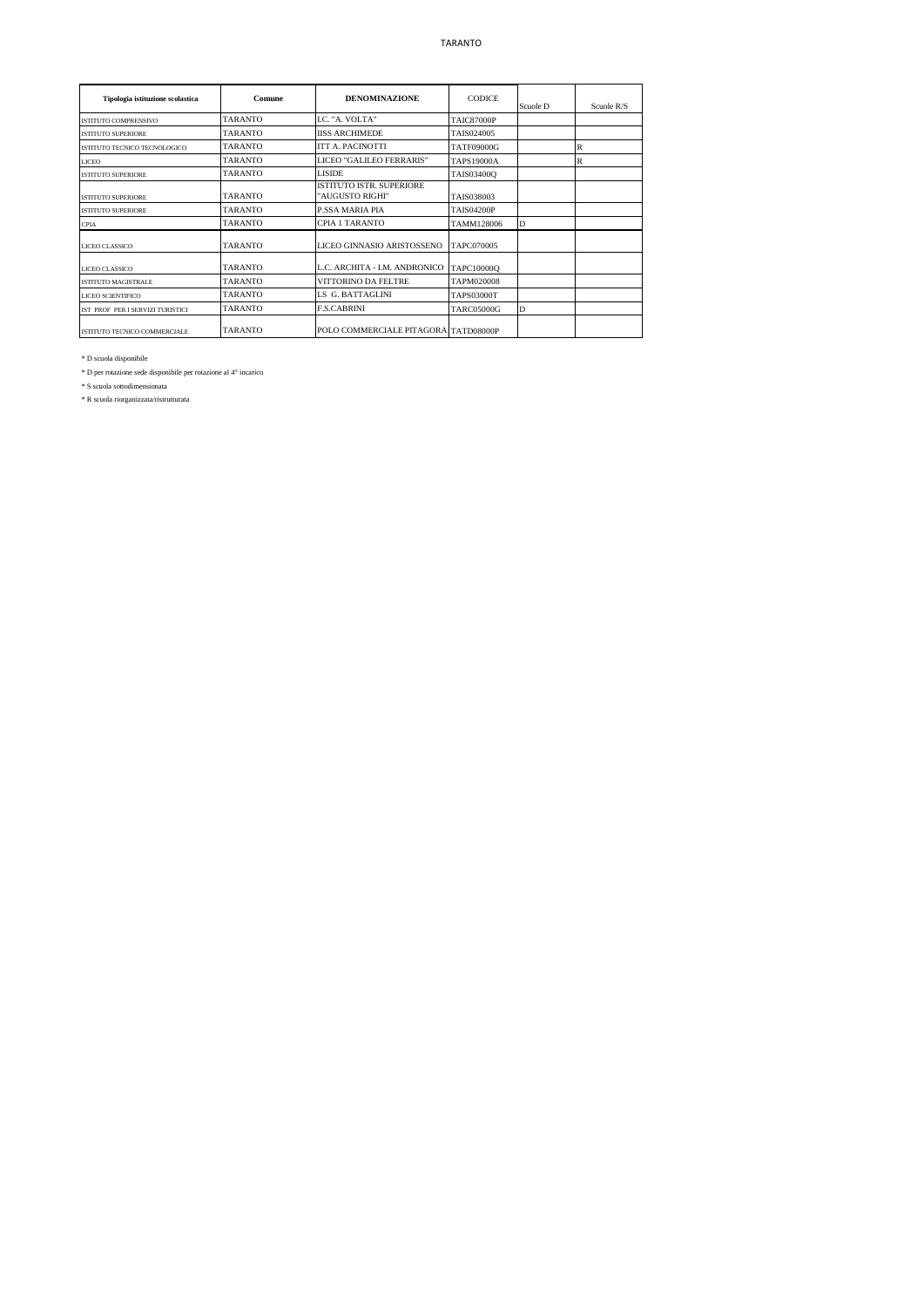TARANTO

| Tipologia istituzione scolastica | Comune | DENOMINAZIONE | CODICE | Scuole D | Scuole R/S |
|---|---|---|---|---|---|
| ISTITUTO COMPRENSIVO | TARANTO | I.C. "A. VOLTA" | TAIC87000P | | |
| ISTITUTO SUPERIORE | TARANTO | IISS ARCHIMEDE | TAIS024005 | | |
| ISTITUTO TECNICO TECNOLOGICO | TARANTO | ITT A. PACINOTTI | TATF09000G | | R |
| LICEO | TARANTO | LICEO "GALILEO FERRARIS" | TAPS19000A | | R |
| ISTITUTO SUPERIORE | TARANTO | LISIDE | TAIS03400Q | | |
| ISTITUTO SUPERIORE | TARANTO | ISTITUTO ISTR. SUPERIORE "AUGUSTO RIGHI" | TAIS038003 | | |
| ISTITUTO SUPERIORE | TARANTO | P.SSA MARIA PIA | TAIS04200P | | |
| CPIA | TARANTO | CPIA 1 TARANTO | TAMM128006 | D | |
| LICEO CLASSICO | TARANTO | LICEO GINNASIO ARISTOSSENO | TAPC070005 | | |
| LICEO CLASSICO | TARANTO | L.C. ARCHITA - I.M. ANDRONICO | TAPC10000Q | | |
| ISTITUTO MAGISTRALE | TARANTO | VITTORINO DA FELTRE | TAPM020008 | | |
| LICEO SCIENTIFICO | TARANTO | LS G. BATTAGLINI | TAPS03000T | | |
| IST PROF PER I SERVIZI TURISTICI | TARANTO | F.S.CABRINI | TARC05000G | D | |
| ISTITUTO TECNICO COMMERCIALE | TARANTO | POLO COMMERCIALE PITAGORA | TATD08000P | | |

* D scuola disponibile

* D per rotazione sede disponibile per rotazione al 4° incarico

* S scuola sottodimensionata

* R scuola riorganizzata/ristrutturata